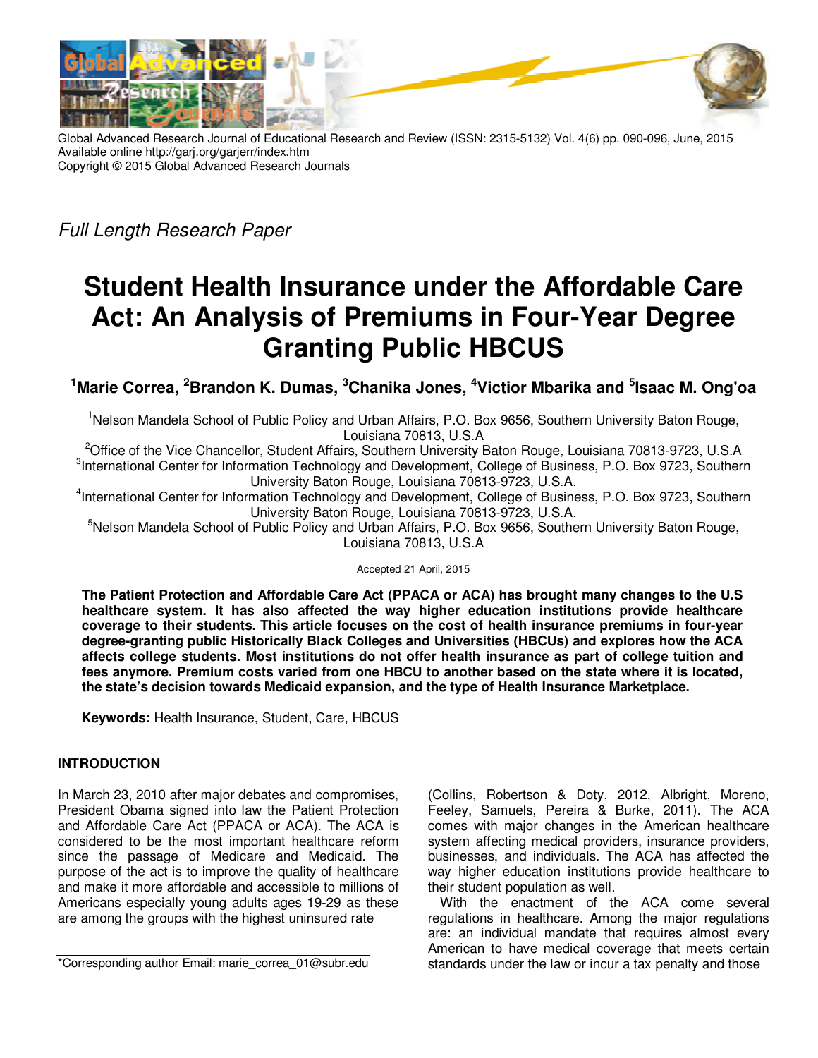Global Advanced Research Journal of Educational Research and Review (ISSN: 2315-5132) Vol. 4(6) pp. 090-096, June, 2015
Available online http://garj.org/garjerr/index.htm
Copyright © 2015 Global Advanced Research Journals

*Full Length Research Paper*

# Student Health Insurance under the Affordable Care Act: An Analysis of Premiums in Four-Year Degree Granting Public HBCUS

**[1]Marie Correa, [2]Brandon K. Dumas, [3]Chanika Jones, [4]Victior Mbarika and [5]Isaac M. Ong'oa**

[1]Nelson Mandela School of Public Policy and Urban Affairs, P.O. Box 9656, Southern University Baton Rouge, Louisiana 70813, U.S.A

[2]Office of the Vice Chancellor, Student Affairs, Southern University Baton Rouge, Louisiana 70813-9723, U.S.A

[3]International Center for Information Technology and Development, College of Business, P.O. Box 9723, Southern University Baton Rouge, Louisiana 70813-9723, U.S.A.

[4]International Center for Information Technology and Development, College of Business, P.O. Box 9723, Southern University Baton Rouge, Louisiana 70813-9723, U.S.A.

[5]Nelson Mandela School of Public Policy and Urban Affairs, P.O. Box 9656, Southern University Baton Rouge, Louisiana 70813, U.S.A

Accepted 21 April, 2015

**The Patient Protection and Affordable Care Act (PPACA or ACA) has brought many changes to the U.S healthcare system. It has also affected the way higher education institutions provide healthcare coverage to their students. This article focuses on the cost of health insurance premiums in four-year degree-granting public Historically Black Colleges and Universities (HBCUs) and explores how the ACA affects college students. Most institutions do not offer health insurance as part of college tuition and fees anymore. Premium costs varied from one HBCU to another based on the state where it is located, the state's decision towards Medicaid expansion, and the type of Health Insurance Marketplace.**

**Keywords:** Health Insurance, Student, Care, HBCUS

## INTRODUCTION

In March 23, 2010 after major debates and compromises, President Obama signed into law the Patient Protection and Affordable Care Act (PPACA or ACA). The ACA is considered to be the most important healthcare reform since the passage of Medicare and Medicaid. The purpose of the act is to improve the quality of healthcare and make it more affordable and accessible to millions of Americans especially young adults ages 19-29 as these are among the groups with the highest uninsured rate (Collins, Robertson & Doty, 2012, Albright, Moreno, Feeley, Samuels, Pereira & Burke, 2011). The ACA comes with major changes in the American healthcare system affecting medical providers, insurance providers, businesses, and individuals. The ACA has affected the way higher education institutions provide healthcare to their student population as well.

With the enactment of the ACA come several regulations in healthcare. Among the major regulations are: an individual mandate that requires almost every American to have medical coverage that meets certain standards under the law or incur a tax penalty and those

*Corresponding author Email: marie_correa_01@subr.edu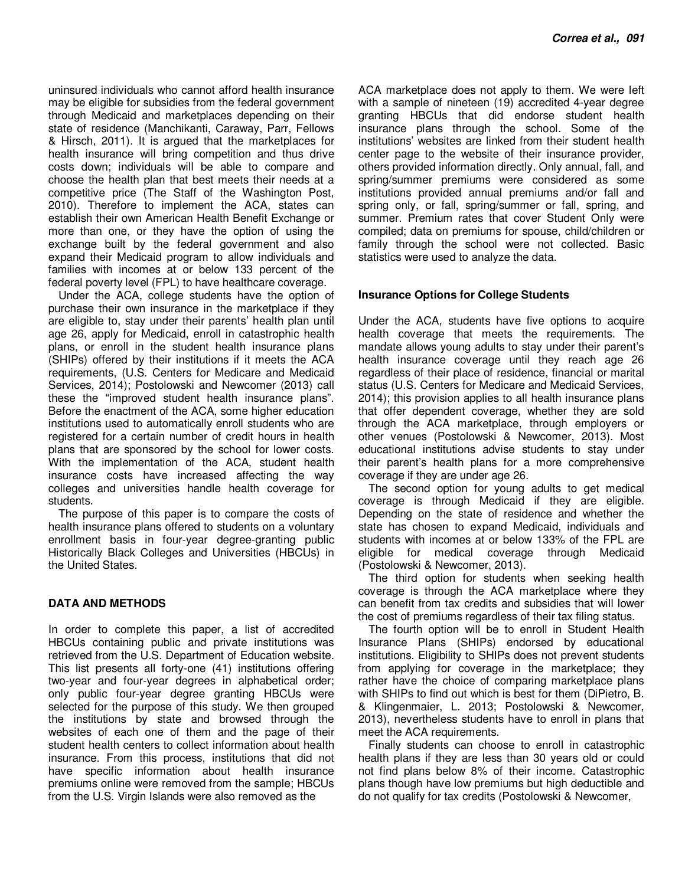uninsured individuals who cannot afford health insurance may be eligible for subsidies from the federal government through Medicaid and marketplaces depending on their state of residence (Manchikanti, Caraway, Parr, Fellows & Hirsch, 2011). It is argued that the marketplaces for health insurance will bring competition and thus drive costs down; individuals will be able to compare and choose the health plan that best meets their needs at a competitive price (The Staff of the Washington Post, 2010). Therefore to implement the ACA, states can establish their own American Health Benefit Exchange or more than one, or they have the option of using the exchange built by the federal government and also expand their Medicaid program to allow individuals and families with incomes at or below 133 percent of the federal poverty level (FPL) to have healthcare coverage.

Under the ACA, college students have the option of purchase their own insurance in the marketplace if they are eligible to, stay under their parents' health plan until age 26, apply for Medicaid, enroll in catastrophic health plans, or enroll in the student health insurance plans (SHIPs) offered by their institutions if it meets the ACA requirements, (U.S. Centers for Medicare and Medicaid Services, 2014); Postolowski and Newcomer (2013) call these the "improved student health insurance plans". Before the enactment of the ACA, some higher education institutions used to automatically enroll students who are registered for a certain number of credit hours in health plans that are sponsored by the school for lower costs. With the implementation of the ACA, student health insurance costs have increased affecting the way colleges and universities handle health coverage for students.

The purpose of this paper is to compare the costs of health insurance plans offered to students on a voluntary enrollment basis in four-year degree-granting public Historically Black Colleges and Universities (HBCUs) in the United States.

## DATA AND METHODS

In order to complete this paper, a list of accredited HBCUs containing public and private institutions was retrieved from the U.S. Department of Education website. This list presents all forty-one (41) institutions offering two-year and four-year degrees in alphabetical order; only public four-year degree granting HBCUs were selected for the purpose of this study. We then grouped the institutions by state and browsed through the websites of each one of them and the page of their student health centers to collect information about health insurance. From this process, institutions that did not have specific information about health insurance premiums online were removed from the sample; HBCUs from the U.S. Virgin Islands were also removed as the ACA marketplace does not apply to them. We were left with a sample of nineteen (19) accredited 4-year degree granting HBCUs that did endorse student health insurance plans through the school. Some of the institutions' websites are linked from their student health center page to the website of their insurance provider, others provided information directly. Only annual, fall, and spring/summer premiums were considered as some institutions provided annual premiums and/or fall and spring only, or fall, spring/summer or fall, spring, and summer. Premium rates that cover Student Only were compiled; data on premiums for spouse, child/children or family through the school were not collected. Basic statistics were used to analyze the data.

### Insurance Options for College Students

Under the ACA, students have five options to acquire health coverage that meets the requirements. The mandate allows young adults to stay under their parent's health insurance coverage until they reach age 26 regardless of their place of residence, financial or marital status (U.S. Centers for Medicare and Medicaid Services, 2014); this provision applies to all health insurance plans that offer dependent coverage, whether they are sold through the ACA marketplace, through employers or other venues (Postolowski & Newcomer, 2013). Most educational institutions advise students to stay under their parent's health plans for a more comprehensive coverage if they are under age 26.

The second option for young adults to get medical coverage is through Medicaid if they are eligible. Depending on the state of residence and whether the state has chosen to expand Medicaid, individuals and students with incomes at or below 133% of the FPL are eligible for medical coverage through Medicaid (Postolowski & Newcomer, 2013).

The third option for students when seeking health coverage is through the ACA marketplace where they can benefit from tax credits and subsidies that will lower the cost of premiums regardless of their tax filing status.

The fourth option will be to enroll in Student Health Insurance Plans (SHIPs) endorsed by educational institutions. Eligibility to SHIPs does not prevent students from applying for coverage in the marketplace; they rather have the choice of comparing marketplace plans with SHIPs to find out which is best for them (DiPietro, B. & Klingenmaier, L. 2013; Postolowski & Newcomer, 2013), nevertheless students have to enroll in plans that meet the ACA requirements.

Finally students can choose to enroll in catastrophic health plans if they are less than 30 years old or could not find plans below 8% of their income. Catastrophic plans though have low premiums but high deductible and do not qualify for tax credits (Postolowski & Newcomer,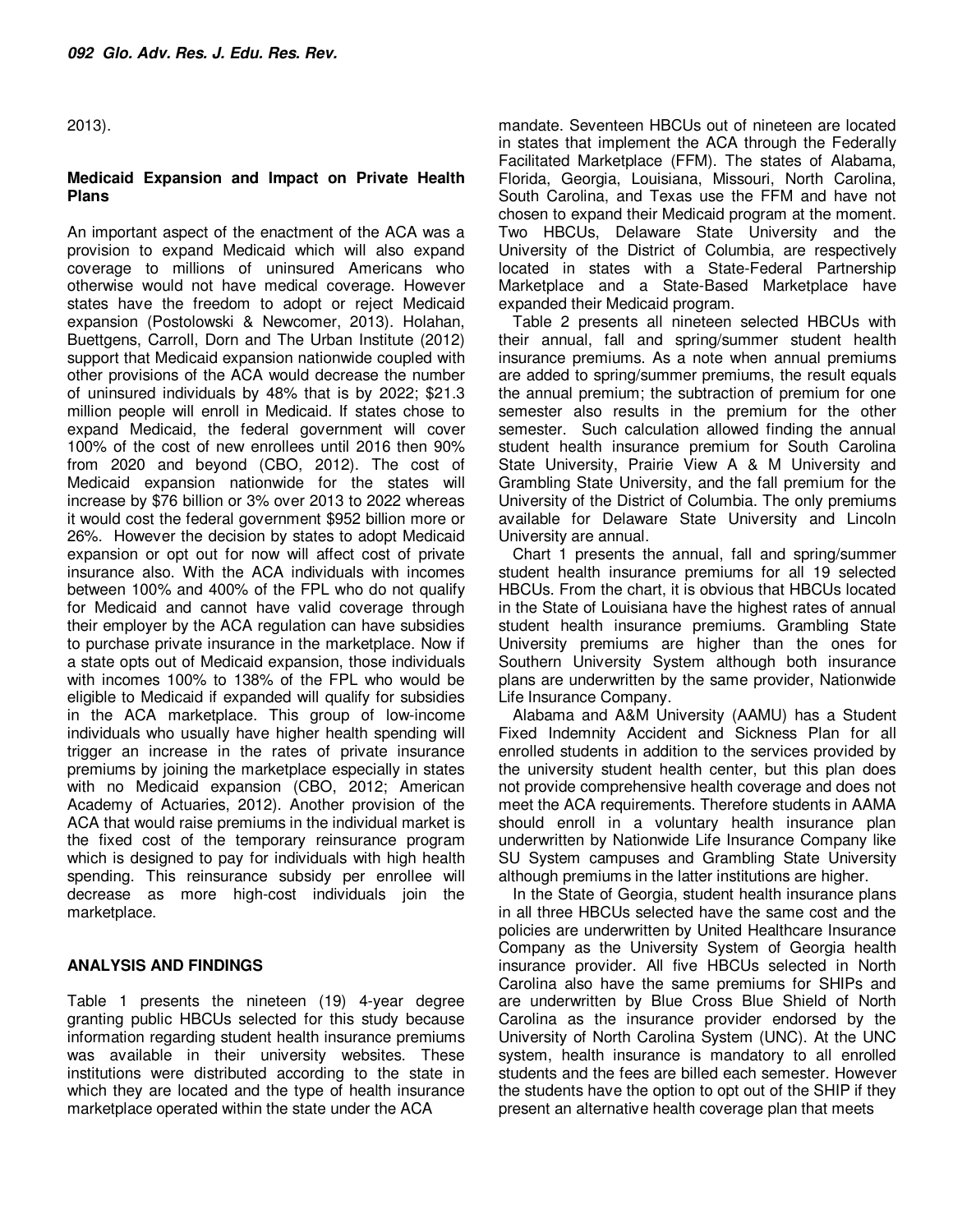2013).

**Medicaid Expansion and Impact on Private Health Plans**

An important aspect of the enactment of the ACA was a provision to expand Medicaid which will also expand coverage to millions of uninsured Americans who otherwise would not have medical coverage. However states have the freedom to adopt or reject Medicaid expansion (Postolowski & Newcomer, 2013). Holahan, Buettgens, Carroll, Dorn and The Urban Institute (2012) support that Medicaid expansion nationwide coupled with other provisions of the ACA would decrease the number of uninsured individuals by 48% that is by 2022; $21.3 million people will enroll in Medicaid. If states chose to expand Medicaid, the federal government will cover 100% of the cost of new enrollees until 2016 then 90% from 2020 and beyond (CBO, 2012). The cost of Medicaid expansion nationwide for the states will increase by $76 billion or 3% over 2013 to 2022 whereas it would cost the federal government $952 billion more or 26%. However the decision by states to adopt Medicaid expansion or opt out for now will affect cost of private insurance also. With the ACA individuals with incomes between 100% and 400% of the FPL who do not qualify for Medicaid and cannot have valid coverage through their employer by the ACA regulation can have subsidies to purchase private insurance in the marketplace. Now if a state opts out of Medicaid expansion, those individuals with incomes 100% to 138% of the FPL who would be eligible to Medicaid if expanded will qualify for subsidies in the ACA marketplace. This group of low-income individuals who usually have higher health spending will trigger an increase in the rates of private insurance premiums by joining the marketplace especially in states with no Medicaid expansion (CBO, 2012; American Academy of Actuaries, 2012). Another provision of the ACA that would raise premiums in the individual market is the fixed cost of the temporary reinsurance program which is designed to pay for individuals with high health spending. This reinsurance subsidy per enrollee will decrease as more high-cost individuals join the marketplace.

**ANALYSIS AND FINDINGS**

Table 1 presents the nineteen (19) 4-year degree granting public HBCUs selected for this study because information regarding student health insurance premiums was available in their university websites. These institutions were distributed according to the state in which they are located and the type of health insurance marketplace operated within the state under the ACA mandate. Seventeen HBCUs out of nineteen are located in states that implement the ACA through the Federally Facilitated Marketplace (FFM). The states of Alabama, Florida, Georgia, Louisiana, Missouri, North Carolina, South Carolina, and Texas use the FFM and have not chosen to expand their Medicaid program at the moment. Two HBCUs, Delaware State University and the University of the District of Columbia, are respectively located in states with a State-Federal Partnership Marketplace and a State-Based Marketplace have expanded their Medicaid program.

Table 2 presents all nineteen selected HBCUs with their annual, fall and spring/summer student health insurance premiums. As a note when annual premiums are added to spring/summer premiums, the result equals the annual premium; the subtraction of premium for one semester also results in the premium for the other semester. Such calculation allowed finding the annual student health insurance premium for South Carolina State University, Prairie View A & M University and Grambling State University, and the fall premium for the University of the District of Columbia. The only premiums available for Delaware State University and Lincoln University are annual.

Chart 1 presents the annual, fall and spring/summer student health insurance premiums for all 19 selected HBCUs. From the chart, it is obvious that HBCUs located in the State of Louisiana have the highest rates of annual student health insurance premiums. Grambling State University premiums are higher than the ones for Southern University System although both insurance plans are underwritten by the same provider, Nationwide Life Insurance Company.

Alabama and A&M University (AAMU) has a Student Fixed Indemnity Accident and Sickness Plan for all enrolled students in addition to the services provided by the university student health center, but this plan does not provide comprehensive health coverage and does not meet the ACA requirements. Therefore students in AAMA should enroll in a voluntary health insurance plan underwritten by Nationwide Life Insurance Company like SU System campuses and Grambling State University although premiums in the latter institutions are higher.

In the State of Georgia, student health insurance plans in all three HBCUs selected have the same cost and the policies are underwritten by United Healthcare Insurance Company as the University System of Georgia health insurance provider. All five HBCUs selected in North Carolina also have the same premiums for SHIPs and are underwritten by Blue Cross Blue Shield of North Carolina as the insurance provider endorsed by the University of North Carolina System (UNC). At the UNC system, health insurance is mandatory to all enrolled students and the fees are billed each semester. However the students have the option to opt out of the SHIP if they present an alternative health coverage plan that meets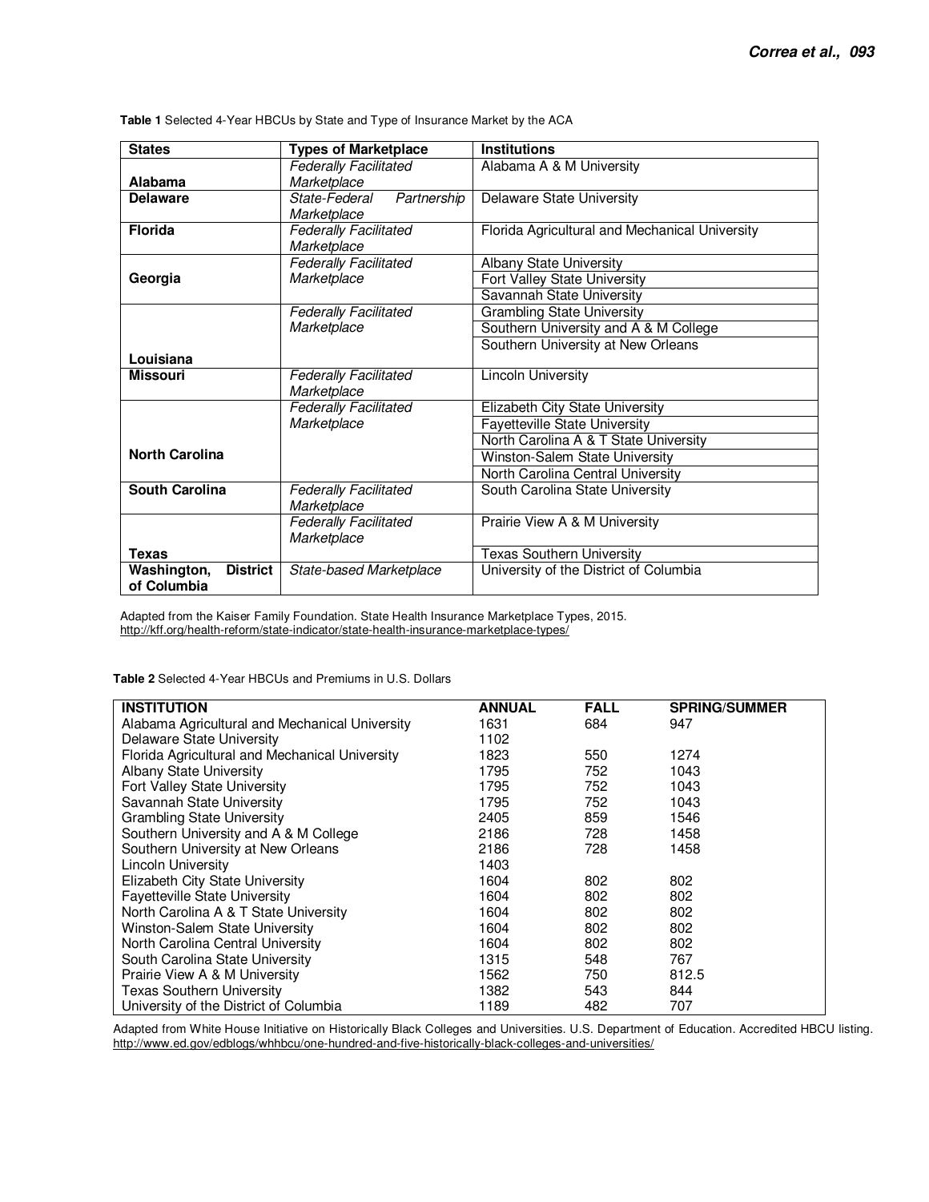**Table 1** Selected 4-Year HBCUs by State and Type of Insurance Market by the ACA

| States | Types of Marketplace | Institutions |
|---|---|---|
| **Alabama** | *Federally Facilitated Marketplace* | Alabama A & M University |
| **Delaware** | *State-Federal Partnership Marketplace* | Delaware State University |
| **Florida** | *Federally Facilitated Marketplace* | Florida Agricultural and Mechanical University |
| **Georgia** | *Federally Facilitated Marketplace* | Albany State University |
| | | Fort Valley State University |
| | | Savannah State University |
| **Louisiana** | *Federally Facilitated Marketplace* | Grambling State University |
| | | Southern University and A & M College |
| | | Southern University at New Orleans |
| **Missouri** | *Federally Facilitated Marketplace* | Lincoln University |
| **North Carolina** | *Federally Facilitated Marketplace* | Elizabeth City State University |
| | | Fayetteville State University |
| | | North Carolina A & T State University |
| | | Winston-Salem State University |
| | | North Carolina Central University |
| **South Carolina** | *Federally Facilitated Marketplace* | South Carolina State University |
| **Texas** | *Federally Facilitated Marketplace* | Prairie View A & M University |
| | | Texas Southern University |
| **Washington, District of Columbia** | *State-based Marketplace* | University of the District of Columbia |

Adapted from the Kaiser Family Foundation. State Health Insurance Marketplace Types, 2015. http://kff.org/health-reform/state-indicator/state-health-insurance-marketplace-types/

**Table 2** Selected 4-Year HBCUs and Premiums in U.S. Dollars

| INSTITUTION | ANNUAL | FALL | SPRING/SUMMER |
|---|---|---|---|
| Alabama Agricultural and Mechanical University | 1631 | 684 | 947 |
| Delaware State University | 1102 | | |
| Florida Agricultural and Mechanical University | 1823 | 550 | 1274 |
| Albany State University | 1795 | 752 | 1043 |
| Fort Valley State University | 1795 | 752 | 1043 |
| Savannah State University | 1795 | 752 | 1043 |
| Grambling State University | 2405 | 859 | 1546 |
| Southern University and A & M College | 2186 | 728 | 1458 |
| Southern University at New Orleans | 2186 | 728 | 1458 |
| Lincoln University | 1403 | | |
| Elizabeth City State University | 1604 | 802 | 802 |
| Fayetteville State University | 1604 | 802 | 802 |
| North Carolina A & T State University | 1604 | 802 | 802 |
| Winston-Salem State University | 1604 | 802 | 802 |
| North Carolina Central University | 1604 | 802 | 802 |
| South Carolina State University | 1315 | 548 | 767 |
| Prairie View A & M University | 1562 | 750 | 812.5 |
| Texas Southern University | 1382 | 543 | 844 |
| University of the District of Columbia | 1189 | 482 | 707 |

Adapted from White House Initiative on Historically Black Colleges and Universities. U.S. Department of Education. Accredited HBCU listing. http://www.ed.gov/edblogs/whhbcu/one-hundred-and-five-historically-black-colleges-and-universities/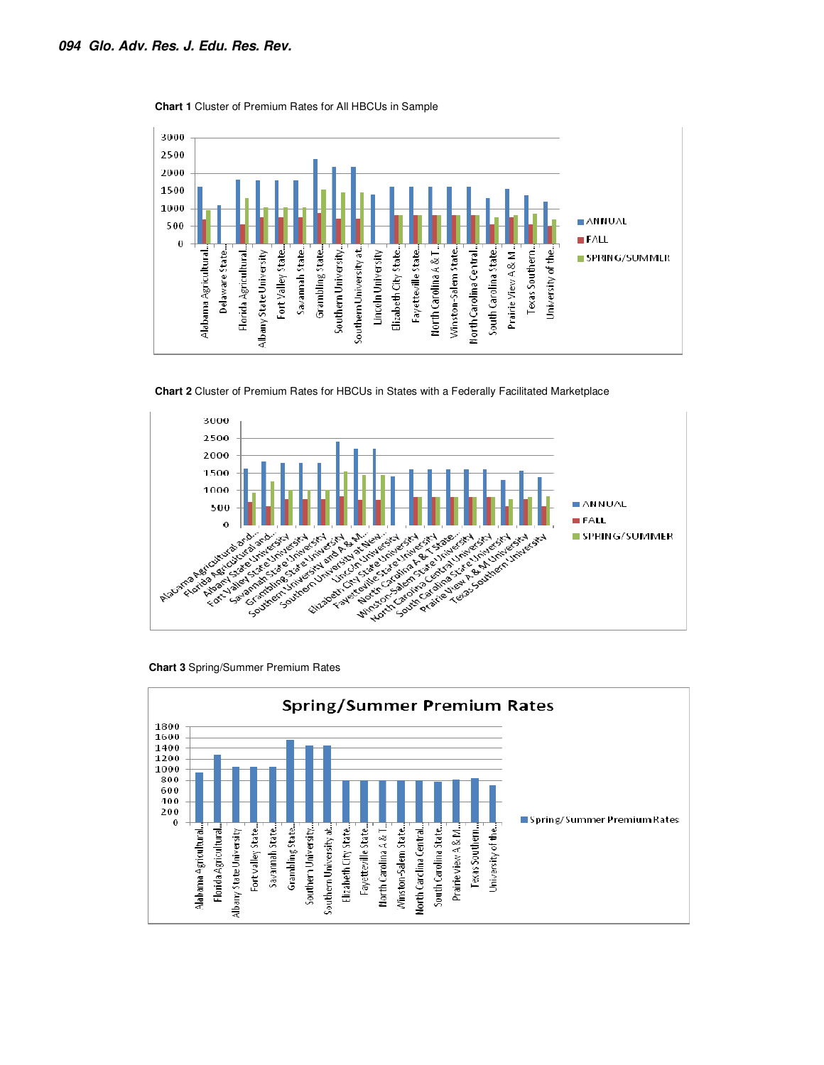**Chart 1** Cluster of Premium Rates for All HBCUs in Sample

**Chart 2** Cluster of Premium Rates for HBCUs in States with a Federally Facilitated Marketplace

**Chart 3** Spring/Summer Premium Rates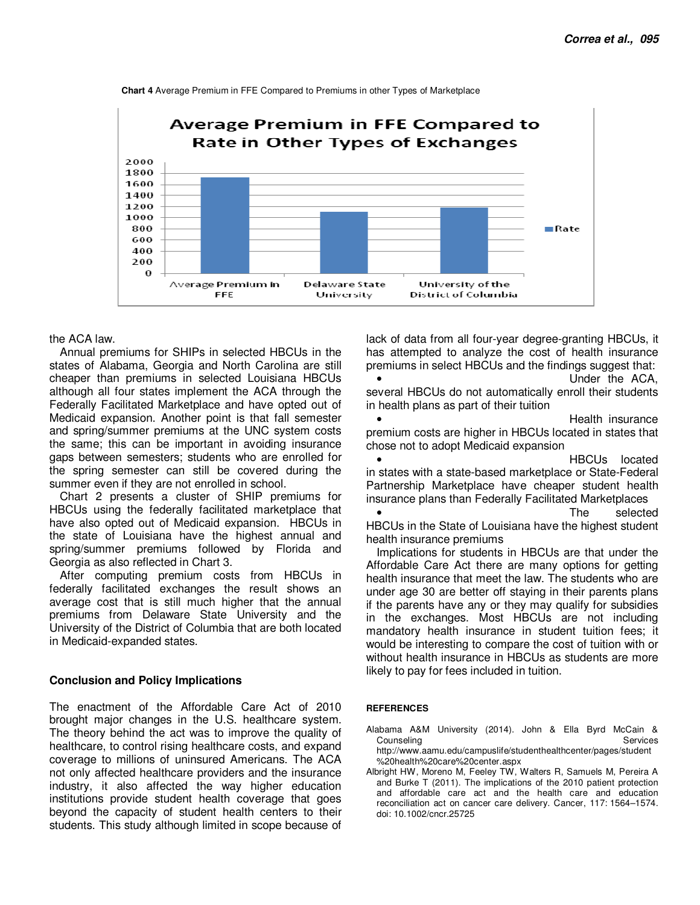**Chart 4** Average Premium in FFE Compared to Premiums in other Types of Marketplace

the ACA law.

Annual premiums for SHIPs in selected HBCUs in the states of Alabama, Georgia and North Carolina are still cheaper than premiums in selected Louisiana HBCUs although all four states implement the ACA through the Federally Facilitated Marketplace and have opted out of Medicaid expansion. Another point is that fall semester and spring/summer premiums at the UNC system costs the same; this can be important in avoiding insurance gaps between semesters; students who are enrolled for the spring semester can still be covered during the summer even if they are not enrolled in school.

Chart 2 presents a cluster of SHIP premiums for HBCUs using the federally facilitated marketplace that have also opted out of Medicaid expansion. HBCUs in the state of Louisiana have the highest annual and spring/summer premiums followed by Florida and Georgia as also reflected in Chart 3.

After computing premium costs from HBCUs in federally facilitated exchanges the result shows an average cost that is still much higher that the annual premiums from Delaware State University and the University of the District of Columbia that are both located in Medicaid-expanded states.

## Conclusion and Policy Implications

The enactment of the Affordable Care Act of 2010 brought major changes in the U.S. healthcare system. The theory behind the act was to improve the quality of healthcare, to control rising healthcare costs, and expand coverage to millions of uninsured Americans. The ACA not only affected healthcare providers and the insurance industry, it also affected the way higher education institutions provide student health coverage that goes beyond the capacity of student health centers to their students. This study although limited in scope because of lack of data from all four-year degree-granting HBCUs, it has attempted to analyze the cost of health insurance premiums in select HBCUs and the findings suggest that:

- Under the ACA, several HBCUs do not automatically enroll their students in health plans as part of their tuition
- Health insurance premium costs are higher in HBCUs located in states that chose not to adopt Medicaid expansion
- HBCUs located in states with a state-based marketplace or State-Federal Partnership Marketplace have cheaper student health insurance plans than Federally Facilitated Marketplaces
- The selected HBCUs in the State of Louisiana have the highest student health insurance premiums

Implications for students in HBCUs are that under the Affordable Care Act there are many options for getting health insurance that meet the law. The students who are under age 30 are better off staying in their parents plans if the parents have any or they may qualify for subsidies in the exchanges. Most HBCUs are not including mandatory health insurance in student tuition fees; it would be interesting to compare the cost of tuition with or without health insurance in HBCUs as students are more likely to pay for fees included in tuition.

## REFERENCES

Alabama A&M University (2014). John & Ella Byrd McCain & Counseling Services http://www.aamu.edu/campuslife/studenthealthcenter/pages/student%20health%20care%20center.aspx

Albright HW, Moreno M, Feeley TW, Walters R, Samuels M, Pereira A and Burke T (2011). The implications of the 2010 patient protection and affordable care act and the health care and education reconciliation act on cancer care delivery. Cancer, 117: 1564–1574. doi: 10.1002/cncr.25725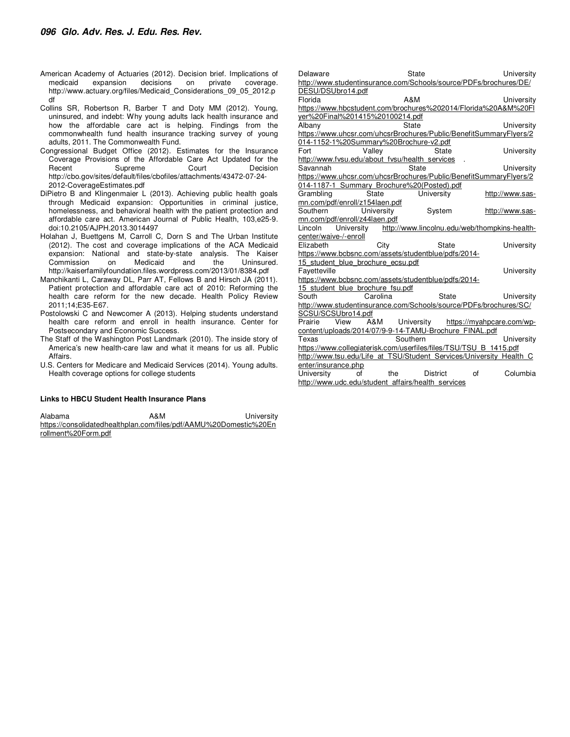American Academy of Actuaries (2012). Decision brief. Implications of medicaid expansion decisions on private coverage. http://www.actuary.org/files/Medicaid_Considerations_09_05_2012.pdf

Collins SR, Robertson R, Barber T and Doty MM (2012). Young, uninsured, and indebt: Why young adults lack health insurance and how the affordable care act is helping. Findings from the commonwhealth fund health insurance tracking survey of young adults, 2011. The Commonwealth Fund.

Congressional Budget Office (2012). Estimates for the Insurance Coverage Provisions of the Affordable Care Act Updated for the Recent Supreme Court Decision http://cbo.gov/sites/default/files/cbofiles/attachments/43472-07-24-2012-CoverageEstimates.pdf

DiPietro B and Klingenmaier L (2013). Achieving public health goals through Medicaid expansion: Opportunities in criminal justice, homelessness, and behavioral health with the patient protection and affordable care act. American Journal of Public Health, 103,e25-9. doi:10.2105/AJPH.2013.3014497

Holahan J, Buettgens M, Carroll C, Dorn S and The Urban Institute (2012). The cost and coverage implications of the ACA Medicaid expansion: National and state-by-state analysis. The Kaiser Commission on Medicaid and the Uninsured. http://kaiserfamilyfoundation.files.wordpress.com/2013/01/8384.pdf

Manchikanti L, Caraway DL, Parr AT, Fellows B and Hirsch JA (2011). Patient protection and affordable care act of 2010: Reforming the health care reform for the new decade. Health Policy Review 2011;14;E35-E67.

Postolowski C and Newcomer A (2013). Helping students understand health care reform and enroll in health insurance. Center for Postsecondary and Economic Success.

The Staff of the Washington Post Landmark (2010). The inside story of America's new health-care law and what it means for us all. Public Affairs.

U.S. Centers for Medicare and Medicaid Services (2014). Young adults. Health coverage options for college students

#### Links to HBCU Student Health Insurance Plans

Alabama A&M University https://consolidatedhealthplan.com/files/pdf/AAMU%20Domestic%20Enrollment%20Form.pdf

Delaware State University http://www.studentinsurance.com/Schools/source/PDFs/brochures/DE/DESU/DSUbro14.pdf

Florida A&M University https://www.hbcstudent.com/brochures%202014/Florida%20A&M%20Flyer%20Final%201415%20100214.pdf

Albany State University https://www.uhcsr.com/uhcsrBrochures/Public/BenefitSummaryFlyers/2014-1152-1%20Summary%20Brochure-v2.pdf

Fort Valley State University http://www.fvsu.edu/about_fvsu/health_services .

Savannah State University https://www.uhcsr.com/uhcsrBrochures/Public/BenefitSummaryFlyers/2014-1187-1_Summary_Brochure%20(Posted).pdf

Grambling State University http://www.sas-mn.com/pdf/enroll/z154laen.pdf

Southern University System http://www.sas-mn.com/pdf/enroll/z44laen.pdf

Lincoln University http://www.lincolnu.edu/web/thompkins-health-center/waive-/-enroll

Elizabeth City State University https://www.bcbsnc.com/assets/studentblue/pdfs/2014-15_student_blue_brochure_ecsu.pdf

Fayetteville University https://www.bcbsnc.com/assets/studentblue/pdfs/2014-15_student_blue_brochure_fsu.pdf

South Carolina State University http://www.studentinsurance.com/Schools/source/PDFs/brochures/SC/SCSU/SCSUbro14.pdf

Prairie View A&M University https://myahpcare.com/wp-content/uploads/2014/07/9-9-14-TAMU-Brochure_FINAL.pdf

Texas Southern University https://www.collegiaterisk.com/userfiles/files/TSU/TSU_B_1415.pdf http://www.tsu.edu/Life_at_TSU/Student_Services/University_Health_Center/insurance.php

University of the District of Columbia http://www.udc.edu/student_affairs/health_services